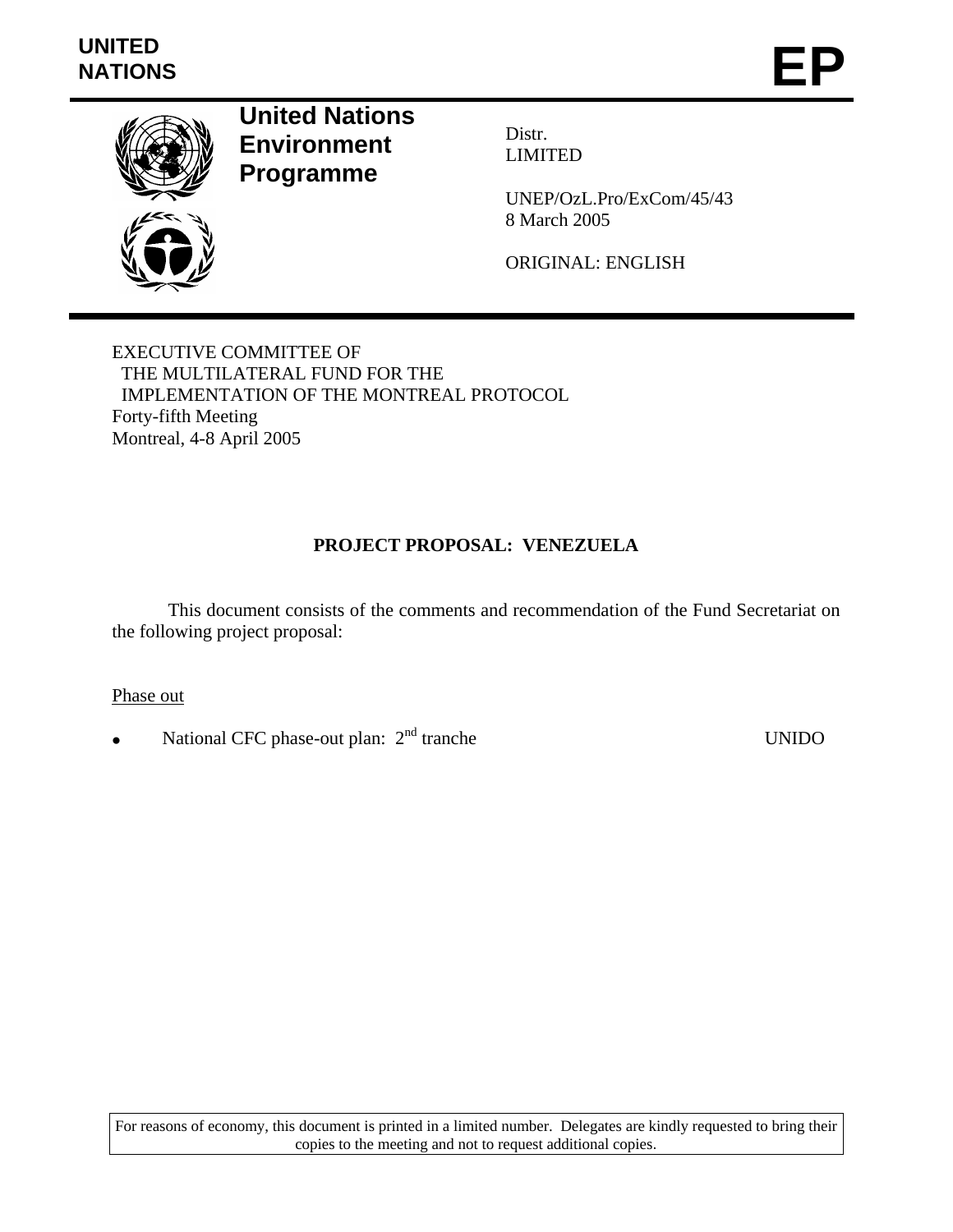**UNITED NATIONS**

# EP

**United Nations Environment Programme**

Distr.
LIMITED

UNEP/OzL.Pro/ExCom/45/43
8 March 2005

ORIGINAL: ENGLISH

EXECUTIVE COMMITTEE OF
THE MULTILATERAL FUND FOR THE
IMPLEMENTATION OF THE MONTREAL PROTOCOL
Forty-fifth Meeting
Montreal, 4-8 April 2005

## PROJECT PROPOSAL: VENEZUELA

This document consists of the comments and recommendation of the Fund Secretariat on the following project proposal:

Phase out

- National CFC phase-out plan: 2nd tranche — UNIDO

For reasons of economy, this document is printed in a limited number. Delegates are kindly requested to bring their copies to the meeting and not to request additional copies.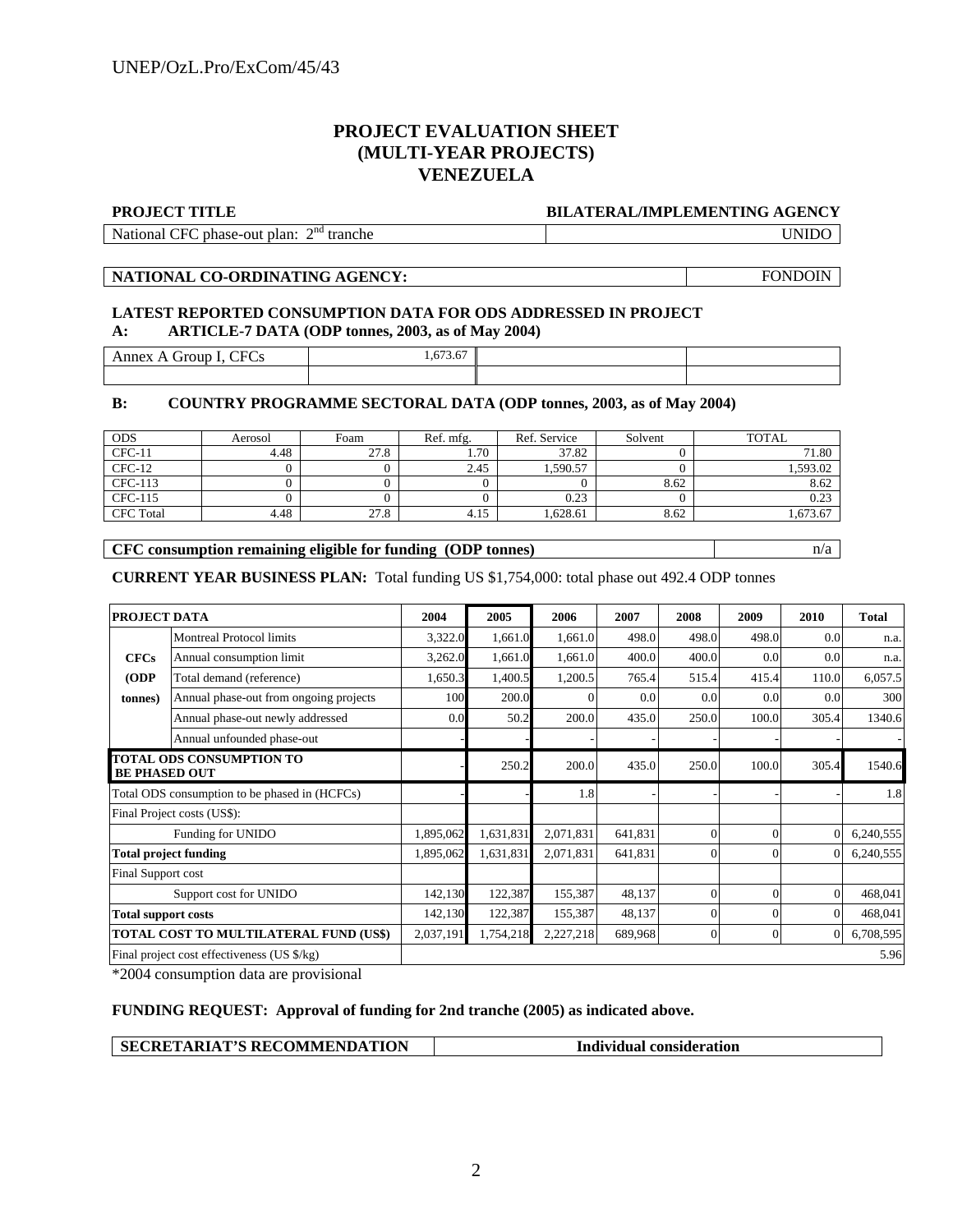# PROJECT EVALUATION SHEET (MULTI-YEAR PROJECTS) VENEZUELA

| PROJECT TITLE | BILATERAL/IMPLEMENTING AGENCY |
|---|---|
| National CFC phase-out plan: 2nd tranche | UNIDO |

| NATIONAL CO-ORDINATING AGENCY: | FONDOIN |
|---|---|

**LATEST REPORTED CONSUMPTION DATA FOR ODS ADDRESSED IN PROJECT**

**A: ARTICLE-7 DATA (ODP tonnes, 2003, as of May 2004)**

| Annex A Group I, CFCs | 1,673.67 | | |
|---|---|---|---|
| | | | |

**B: COUNTRY PROGRAMME SECTORAL DATA (ODP tonnes, 2003, as of May 2004)**

| ODS | Aerosol | Foam | Ref. mfg. | Ref. Service | Solvent | TOTAL |
|---|---|---|---|---|---|---|
| CFC-11 | 4.48 | 27.8 | 1.70 | 37.82 | 0 | 71.80 |
| CFC-12 | 0 | 0 | 2.45 | 1,590.57 | 0 | 1,593.02 |
| CFC-113 | 0 | 0 | 0 | 0 | 8.62 | 8.62 |
| CFC-115 | 0 | 0 | 0 | 0.23 | 0 | 0.23 |
| CFC Total | 4.48 | 27.8 | 4.15 | 1,628.61 | 8.62 | 1,673.67 |

| CFC consumption remaining eligible for funding (ODP tonnes) | n/a |
|---|---|

**CURRENT YEAR BUSINESS PLAN:** Total funding US $1,754,000: total phase out 492.4 ODP tonnes

| PROJECT DATA | | 2004 | 2005 | 2006 | 2007 | 2008 | 2009 | 2010 | Total |
|---|---|---|---|---|---|---|---|---|---|
| CFCs (ODP tonnes) | Montreal Protocol limits | 3,322.0 | 1,661.0 | 1,661.0 | 498.0 | 498.0 | 498.0 | 0.0 | n.a. |
| | Annual consumption limit | 3,262.0 | 1,661.0 | 1,661.0 | 400.0 | 400.0 | 0.0 | 0.0 | n.a. |
| | Total demand (reference) | 1,650.3 | 1,400.5 | 1,200.5 | 765.4 | 515.4 | 415.4 | 110.0 | 6,057.5 |
| | Annual phase-out from ongoing projects | 100 | 200.0 | 0 | 0.0 | 0.0 | 0.0 | 0.0 | 300 |
| | Annual phase-out newly addressed | 0.0 | 50.2 | 200.0 | 435.0 | 250.0 | 100.0 | 305.4 | 1340.6 |
| | Annual unfounded phase-out | - | - | - | - | - | - | - | - |
| **TOTAL ODS CONSUMPTION TO BE PHASED OUT** | | - | 250.2 | 200.0 | 435.0 | 250.0 | 100.0 | 305.4 | 1540.6 |
| Total ODS consumption to be phased in (HCFCs) | | - | - | 1.8 | - | - | - | - | 1.8 |
| Final Project costs (US$): | | | | | | | | | |
| | Funding for UNIDO | 1,895,062 | 1,631,831 | 2,071,831 | 641,831 | 0 | 0 | 0 | 6,240,555 |
| **Total project funding** | | 1,895,062 | 1,631,831 | 2,071,831 | 641,831 | 0 | 0 | 0 | 6,240,555 |
| Final Support cost | | | | | | | | | |
| | Support cost for UNIDO | 142,130 | 122,387 | 155,387 | 48,137 | 0 | 0 | 0 | 468,041 |
| **Total support costs** | | 142,130 | 122,387 | 155,387 | 48,137 | 0 | 0 | 0 | 468,041 |
| **TOTAL COST TO MULTILATERAL FUND (US$)** | | 2,037,191 | 1,754,218 | 2,227,218 | 689,968 | 0 | 0 | 0 | 6,708,595 |
| Final project cost effectiveness (US $/kg) | | | | | | | | | 5.96 |

*2004 consumption data are provisional

**FUNDING REQUEST: Approval of funding for 2nd tranche (2005) as indicated above.**

| SECRETARIAT'S RECOMMENDATION | Individual consideration |
|---|---|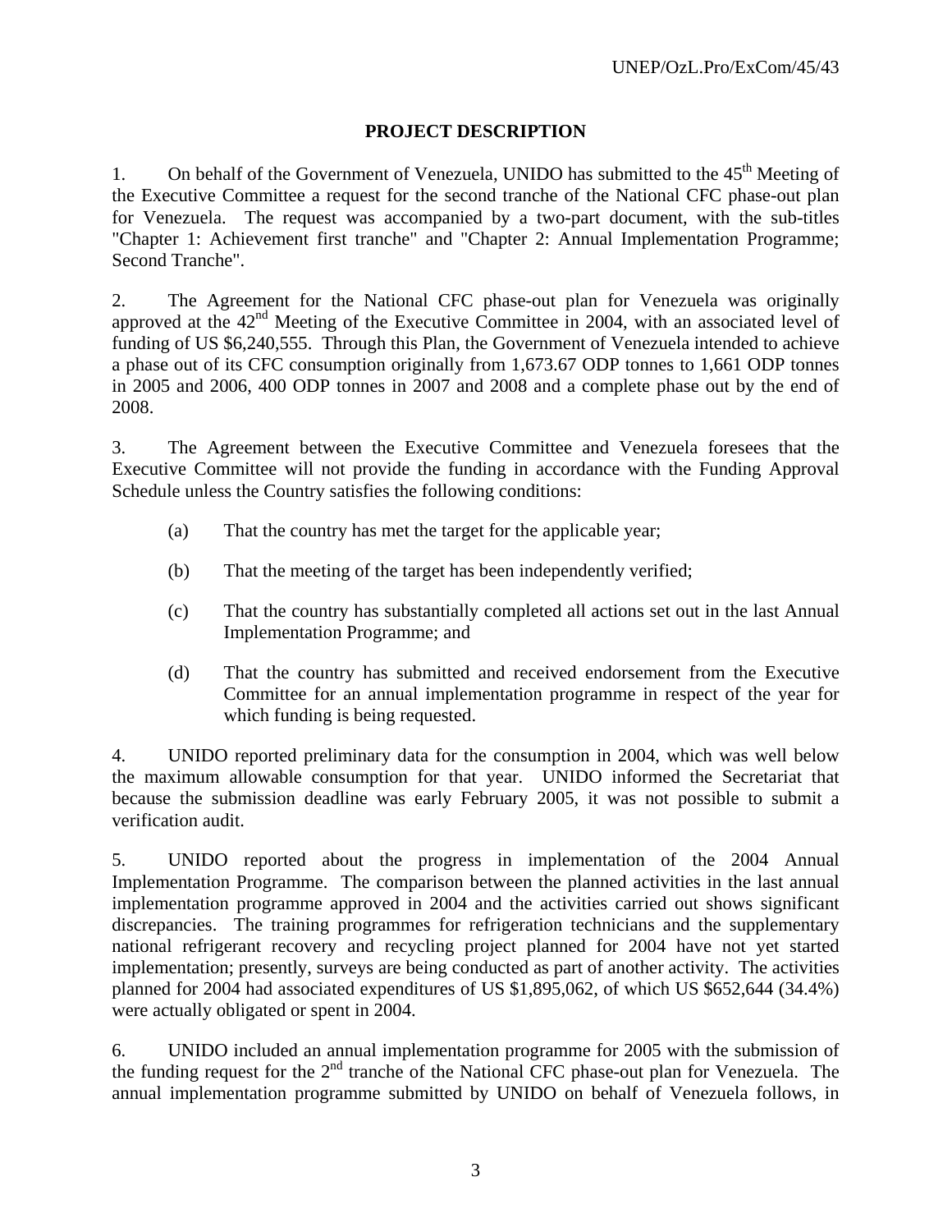## PROJECT DESCRIPTION

1. On behalf of the Government of Venezuela, UNIDO has submitted to the 45th Meeting of the Executive Committee a request for the second tranche of the National CFC phase-out plan for Venezuela. The request was accompanied by a two-part document, with the sub-titles "Chapter 1: Achievement first tranche" and "Chapter 2: Annual Implementation Programme; Second Tranche".

2. The Agreement for the National CFC phase-out plan for Venezuela was originally approved at the 42nd Meeting of the Executive Committee in 2004, with an associated level of funding of US $6,240,555. Through this Plan, the Government of Venezuela intended to achieve a phase out of its CFC consumption originally from 1,673.67 ODP tonnes to 1,661 ODP tonnes in 2005 and 2006, 400 ODP tonnes in 2007 and 2008 and a complete phase out by the end of 2008.

3. The Agreement between the Executive Committee and Venezuela foresees that the Executive Committee will not provide the funding in accordance with the Funding Approval Schedule unless the Country satisfies the following conditions:

   (a) That the country has met the target for the applicable year;

   (b) That the meeting of the target has been independently verified;

   (c) That the country has substantially completed all actions set out in the last Annual Implementation Programme; and

   (d) That the country has submitted and received endorsement from the Executive Committee for an annual implementation programme in respect of the year for which funding is being requested.

4. UNIDO reported preliminary data for the consumption in 2004, which was well below the maximum allowable consumption for that year. UNIDO informed the Secretariat that because the submission deadline was early February 2005, it was not possible to submit a verification audit.

5. UNIDO reported about the progress in implementation of the 2004 Annual Implementation Programme. The comparison between the planned activities in the last annual implementation programme approved in 2004 and the activities carried out shows significant discrepancies. The training programmes for refrigeration technicians and the supplementary national refrigerant recovery and recycling project planned for 2004 have not yet started implementation; presently, surveys are being conducted as part of another activity. The activities planned for 2004 had associated expenditures of US $1,895,062, of which US $652,644 (34.4%) were actually obligated or spent in 2004.

6. UNIDO included an annual implementation programme for 2005 with the submission of the funding request for the 2nd tranche of the National CFC phase-out plan for Venezuela. The annual implementation programme submitted by UNIDO on behalf of Venezuela follows, in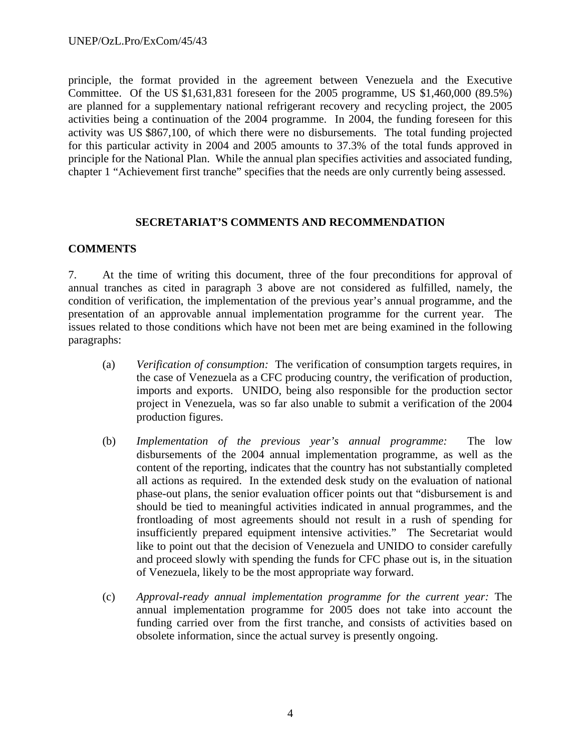principle, the format provided in the agreement between Venezuela and the Executive Committee. Of the US $1,631,831 foreseen for the 2005 programme, US $1,460,000 (89.5%) are planned for a supplementary national refrigerant recovery and recycling project, the 2005 activities being a continuation of the 2004 programme. In 2004, the funding foreseen for this activity was US $867,100, of which there were no disbursements. The total funding projected for this particular activity in 2004 and 2005 amounts to 37.3% of the total funds approved in principle for the National Plan. While the annual plan specifies activities and associated funding, chapter 1 "Achievement first tranche" specifies that the needs are only currently being assessed.

## SECRETARIAT'S COMMENTS AND RECOMMENDATION

### COMMENTS

7. At the time of writing this document, three of the four preconditions for approval of annual tranches as cited in paragraph 3 above are not considered as fulfilled, namely, the condition of verification, the implementation of the previous year's annual programme, and the presentation of an approvable annual implementation programme for the current year. The issues related to those conditions which have not been met are being examined in the following paragraphs:

(a) *Verification of consumption:* The verification of consumption targets requires, in the case of Venezuela as a CFC producing country, the verification of production, imports and exports. UNIDO, being also responsible for the production sector project in Venezuela, was so far also unable to submit a verification of the 2004 production figures.

(b) *Implementation of the previous year's annual programme:* The low disbursements of the 2004 annual implementation programme, as well as the content of the reporting, indicates that the country has not substantially completed all actions as required. In the extended desk study on the evaluation of national phase-out plans, the senior evaluation officer points out that "disbursement is and should be tied to meaningful activities indicated in annual programmes, and the frontloading of most agreements should not result in a rush of spending for insufficiently prepared equipment intensive activities." The Secretariat would like to point out that the decision of Venezuela and UNIDO to consider carefully and proceed slowly with spending the funds for CFC phase out is, in the situation of Venezuela, likely to be the most appropriate way forward.

(c) *Approval-ready annual implementation programme for the current year:* The annual implementation programme for 2005 does not take into account the funding carried over from the first tranche, and consists of activities based on obsolete information, since the actual survey is presently ongoing.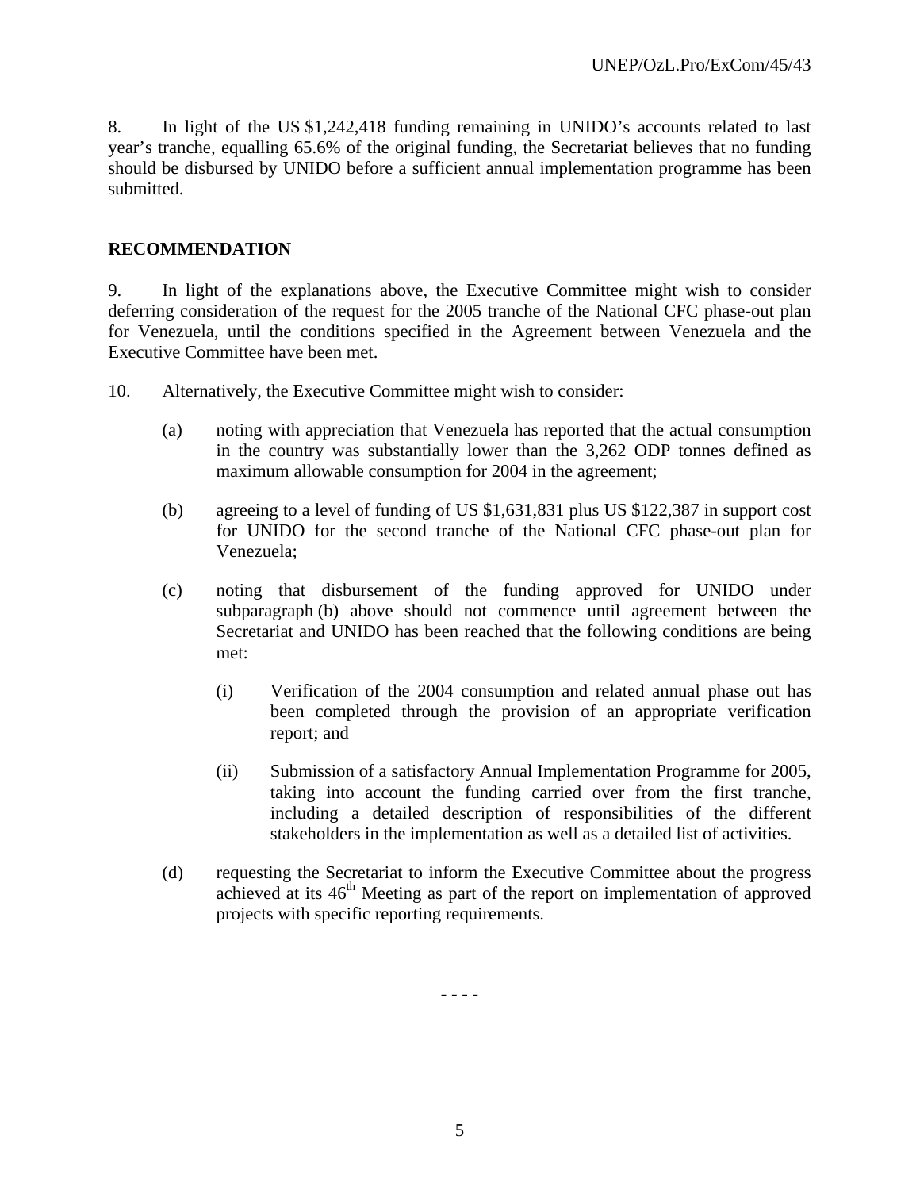8. In light of the US $1,242,418 funding remaining in UNIDO's accounts related to last year's tranche, equalling 65.6% of the original funding, the Secretariat believes that no funding should be disbursed by UNIDO before a sufficient annual implementation programme has been submitted.

## RECOMMENDATION

9. In light of the explanations above, the Executive Committee might wish to consider deferring consideration of the request for the 2005 tranche of the National CFC phase-out plan for Venezuela, until the conditions specified in the Agreement between Venezuela and the Executive Committee have been met.

10. Alternatively, the Executive Committee might wish to consider:

(a) noting with appreciation that Venezuela has reported that the actual consumption in the country was substantially lower than the 3,262 ODP tonnes defined as maximum allowable consumption for 2004 in the agreement;

(b) agreeing to a level of funding of US $1,631,831 plus US $122,387 in support cost for UNIDO for the second tranche of the National CFC phase-out plan for Venezuela;

(c) noting that disbursement of the funding approved for UNIDO under subparagraph (b) above should not commence until agreement between the Secretariat and UNIDO has been reached that the following conditions are being met:

   (i) Verification of the 2004 consumption and related annual phase out has been completed through the provision of an appropriate verification report; and

   (ii) Submission of a satisfactory Annual Implementation Programme for 2005, taking into account the funding carried over from the first tranche, including a detailed description of responsibilities of the different stakeholders in the implementation as well as a detailed list of activities.

(d) requesting the Secretariat to inform the Executive Committee about the progress achieved at its 46th Meeting as part of the report on implementation of approved projects with specific reporting requirements.

- - - -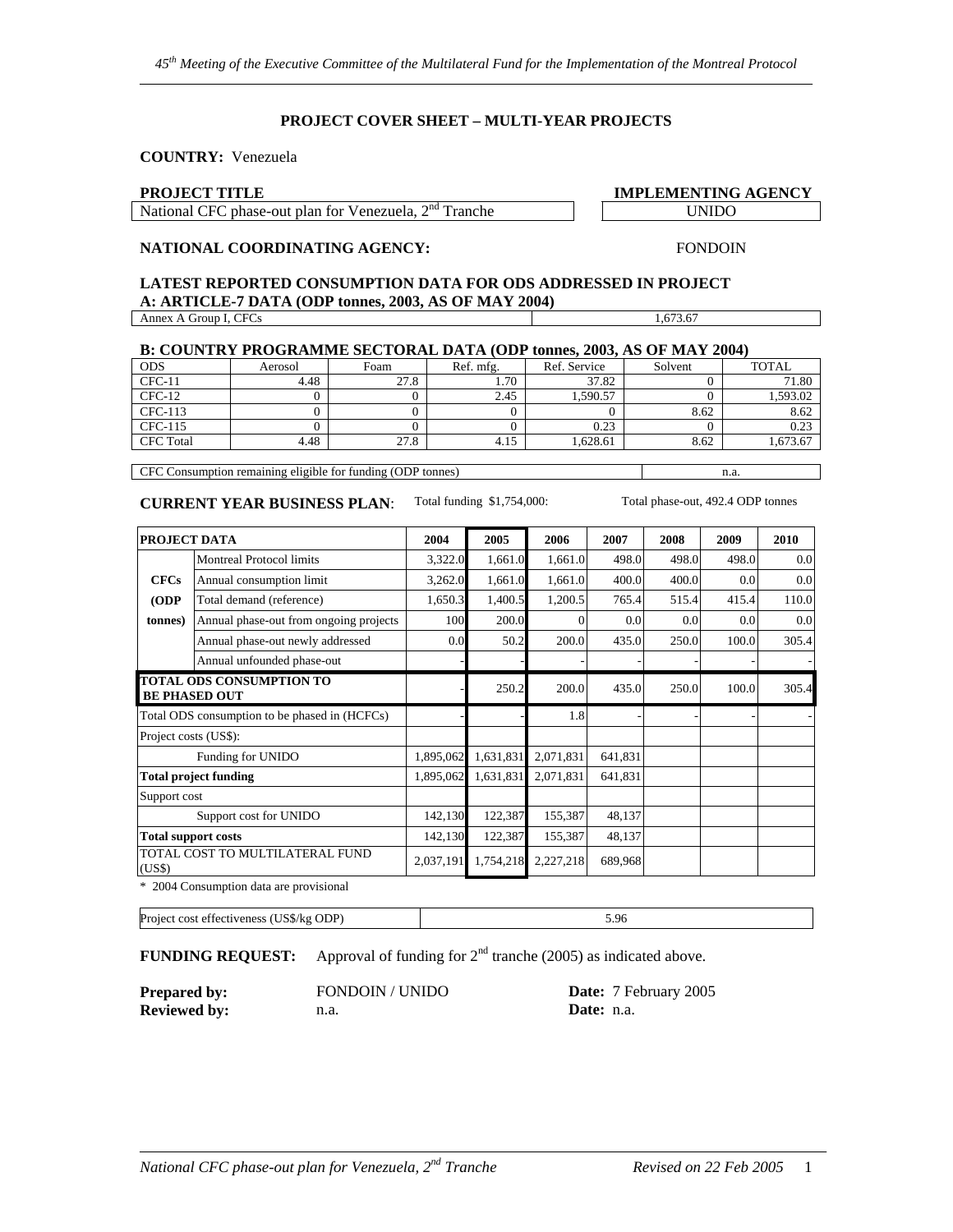## PROJECT COVER SHEET – MULTI-YEAR PROJECTS

**COUNTRY:** Venezuela

| PROJECT TITLE | IMPLEMENTING AGENCY |
|---|---|
| National CFC phase-out plan for Venezuela, 2nd Tranche | UNIDO |

**NATIONAL COORDINATING AGENCY:** FONDOIN

### LATEST REPORTED CONSUMPTION DATA FOR ODS ADDRESSED IN PROJECT

### A: ARTICLE-7 DATA (ODP tonnes, 2003, AS OF MAY 2004)

| Annex A Group I, CFCs | 1,673.67 |
|---|---|

### B: COUNTRY PROGRAMME SECTORAL DATA (ODP tonnes, 2003, AS OF MAY 2004)

| ODS | Aerosol | Foam | Ref. mfg. | Ref. Service | Solvent | TOTAL |
|---|---|---|---|---|---|---|
| CFC-11 | 4.48 | 27.8 | 1.70 | 37.82 | 0 | 71.80 |
| CFC-12 | 0 | 0 | 2.45 | 1,590.57 | 0 | 1,593.02 |
| CFC-113 | 0 | 0 | 0 | 0 | 8.62 | 8.62 |
| CFC-115 | 0 | 0 | 0 | 0.23 | 0 | 0.23 |
| CFC Total | 4.48 | 27.8 | 4.15 | 1,628.61 | 8.62 | 1,673.67 |

| CFC Consumption remaining eligible for funding (ODP tonnes) | n.a. |
|---|---|

**CURRENT YEAR BUSINESS PLAN**: Total funding $1,754,000: Total phase-out, 492.4 ODP tonnes

| PROJECT DATA | | 2004 | 2005 | 2006 | 2007 | 2008 | 2009 | 2010 |
|---|---|---|---|---|---|---|---|---|
| CFCs (ODP tonnes) | Montreal Protocol limits | 3,322.0 | 1,661.0 | 1,661.0 | 498.0 | 498.0 | 498.0 | 0.0 |
| | Annual consumption limit | 3,262.0 | 1,661.0 | 1,661.0 | 400.0 | 400.0 | 0.0 | 0.0 |
| | Total demand (reference) | 1,650.3 | 1,400.5 | 1,200.5 | 765.4 | 515.4 | 415.4 | 110.0 |
| | Annual phase-out from ongoing projects | 100 | 200.0 | 0 | 0.0 | 0.0 | 0.0 | 0.0 |
| | Annual phase-out newly addressed | 0.0 | 50.2 | 200.0 | 435.0 | 250.0 | 100.0 | 305.4 |
| | Annual unfounded phase-out | - | - | - | - | - | - | - |
| **TOTAL ODS CONSUMPTION TO BE PHASED OUT** | | - | 250.2 | 200.0 | 435.0 | 250.0 | 100.0 | 305.4 |
| Total ODS consumption to be phased in (HCFCs) | | - | - | 1.8 | - | - | - | - |
| Project costs (US$): | | | | | | | | |
| | Funding for UNIDO | 1,895,062 | 1,631,831 | 2,071,831 | 641,831 | | | |
| **Total project funding** | | 1,895,062 | 1,631,831 | 2,071,831 | 641,831 | | | |
| Support cost | | | | | | | | |
| | Support cost for UNIDO | 142,130 | 122,387 | 155,387 | 48,137 | | | |
| **Total support costs** | | 142,130 | 122,387 | 155,387 | 48,137 | | | |
| TOTAL COST TO MULTILATERAL FUND (US$) | | 2,037,191 | 1,754,218 | 2,227,218 | 689,968 | | | |

\* 2004 Consumption data are provisional

| Project cost effectiveness (US$/kg ODP) | 5.96 |
|---|---|

**FUNDING REQUEST:** Approval of funding for 2nd tranche (2005) as indicated above.

**Prepared by:** FONDOIN / UNIDO **Date:** 7 February 2005

**Reviewed by:** n.a. **Date:** n.a.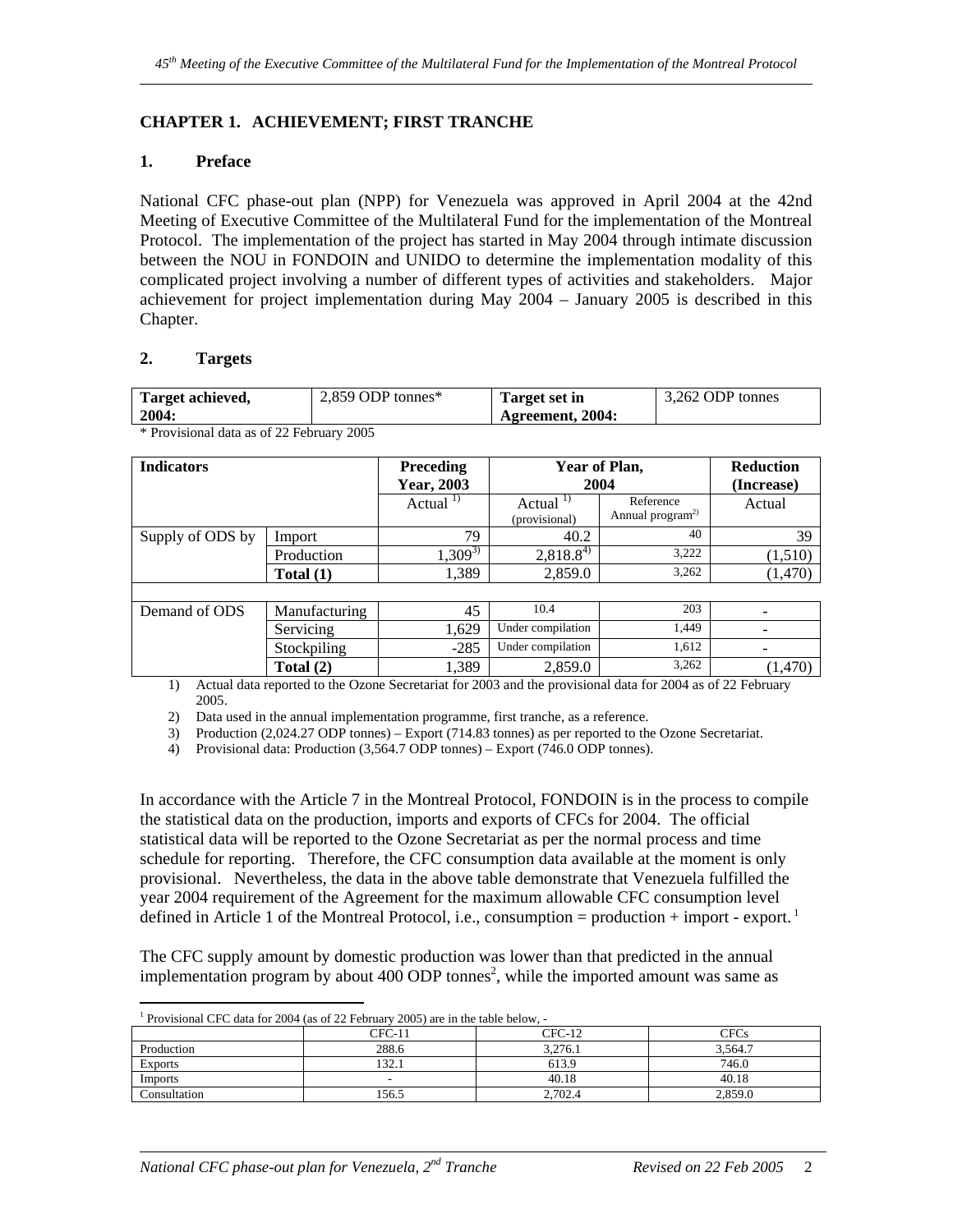## CHAPTER 1. ACHIEVEMENT; FIRST TRANCHE

### 1. Preface

National CFC phase-out plan (NPP) for Venezuela was approved in April 2004 at the 42nd Meeting of Executive Committee of the Multilateral Fund for the implementation of the Montreal Protocol. The implementation of the project has started in May 2004 through intimate discussion between the NOU in FONDOIN and UNIDO to determine the implementation modality of this complicated project involving a number of different types of activities and stakeholders. Major achievement for project implementation during May 2004 – January 2005 is described in this Chapter.

### 2. Targets

| **Target achieved, 2004:** | 2,859 ODP tonnes* | **Target set in Agreement, 2004:** | 3,262 ODP tonnes |
|---|---|---|---|

* Provisional data as of 22 February 2005

| **Indicators** | | **Preceding Year, 2003** | **Year of Plan, 2004** | | **Reduction (Increase)** |
|---|---|---|---|---|---|
| | | Actual [1)] | Actual [1)] (provisional) | Reference Annual program[2)] | Actual |
| Supply of ODS by | Import | 79 | 40.2 | 40 | 39 |
| | Production | 1,309[3)] | 2,818.8[4)] | 3,222 | (1,510) |
| | **Total (1)** | 1,389 | 2,859.0 | 3,262 | (1,470) |
| | | | | | |
| Demand of ODS | Manufacturing | 45 | 10.4 | 203 | - |
| | Servicing | 1,629 | Under compilation | 1,449 | - |
| | Stockpiling | -285 | Under compilation | 1,612 | - |
| | **Total (2)** | 1,389 | 2,859.0 | 3,262 | (1,470) |

1) Actual data reported to the Ozone Secretariat for 2003 and the provisional data for 2004 as of 22 February 2005.

2) Data used in the annual implementation programme, first tranche, as a reference.

3) Production (2,024.27 ODP tonnes) – Export (714.83 tonnes) as per reported to the Ozone Secretariat.

4) Provisional data: Production (3,564.7 ODP tonnes) – Export (746.0 ODP tonnes).

In accordance with the Article 7 in the Montreal Protocol, FONDOIN is in the process to compile the statistical data on the production, imports and exports of CFCs for 2004. The official statistical data will be reported to the Ozone Secretariat as per the normal process and time schedule for reporting. Therefore, the CFC consumption data available at the moment is only provisional. Nevertheless, the data in the above table demonstrate that Venezuela fulfilled the year 2004 requirement of the Agreement for the maximum allowable CFC consumption level defined in Article 1 of the Montreal Protocol, i.e., consumption = production + import - export.[1]

The CFC supply amount by domestic production was lower than that predicted in the annual implementation program by about 400 ODP tonnes[2], while the imported amount was same as

[1] Provisional CFC data for 2004 (as of 22 February 2005) are in the table below, -

| | CFC-11 | CFC-12 | CFCs |
|---|---|---|---|
| Production | 288.6 | 3,276.1 | 3,564.7 |
| Exports | 132.1 | 613.9 | 746.0 |
| Imports | - | 40.18 | 40.18 |
| Consultation | 156.5 | 2,702.4 | 2,859.0 |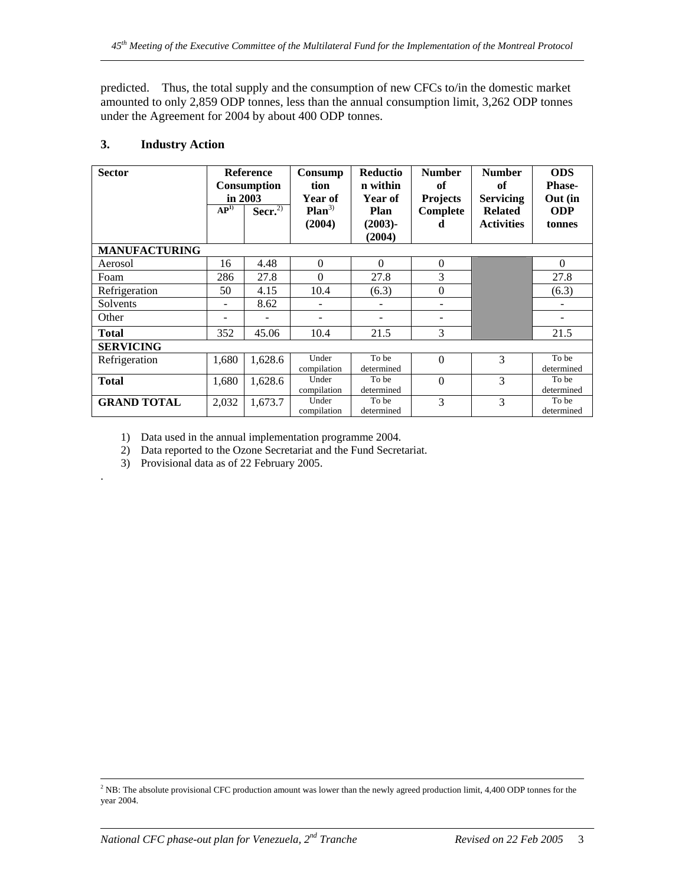predicted. Thus, the total supply and the consumption of new CFCs to/in the domestic market amounted to only 2,859 ODP tonnes, less than the annual consumption limit, 3,262 ODP tonnes under the Agreement for 2004 by about 400 ODP tonnes.

## 3. Industry Action

| Sector | Reference Consumption in 2003 | | Consumption Year of Plan[3] (2004) | Reduction within Year of Plan (2003)-(2004) | Number of Projects Completed | Number of Servicing Related Activities | ODS Phase-Out (in ODP tonnes |
|---|---|---|---|---|---|---|---|
| | AP[1] | Secr.[2] | | | | | |
| **MANUFACTURING** | | | | | | | |
| Aerosol | 16 | 4.48 | 0 | 0 | 0 | | 0 |
| Foam | 286 | 27.8 | 0 | 27.8 | 3 | | 27.8 |
| Refrigeration | 50 | 4.15 | 10.4 | (6.3) | 0 | | (6.3) |
| Solvents | - | 8.62 | - | - | - | | - |
| Other | - | - | - | - | - | | - |
| **Total** | 352 | 45.06 | 10.4 | 21.5 | 3 | | 21.5 |
| **SERVICING** | | | | | | | |
| Refrigeration | 1,680 | 1,628.6 | Under compilation | To be determined | 0 | 3 | To be determined |
| **Total** | 1,680 | 1,628.6 | Under compilation | To be determined | 0 | 3 | To be determined |
| **GRAND TOTAL** | 2,032 | 1,673.7 | Under compilation | To be determined | 3 | 3 | To be determined |

1) Data used in the annual implementation programme 2004.
2) Data reported to the Ozone Secretariat and the Fund Secretariat.
3) Provisional data as of 22 February 2005.

.

[2] NB: The absolute provisional CFC production amount was lower than the newly agreed production limit, 4,400 ODP tonnes for the year 2004.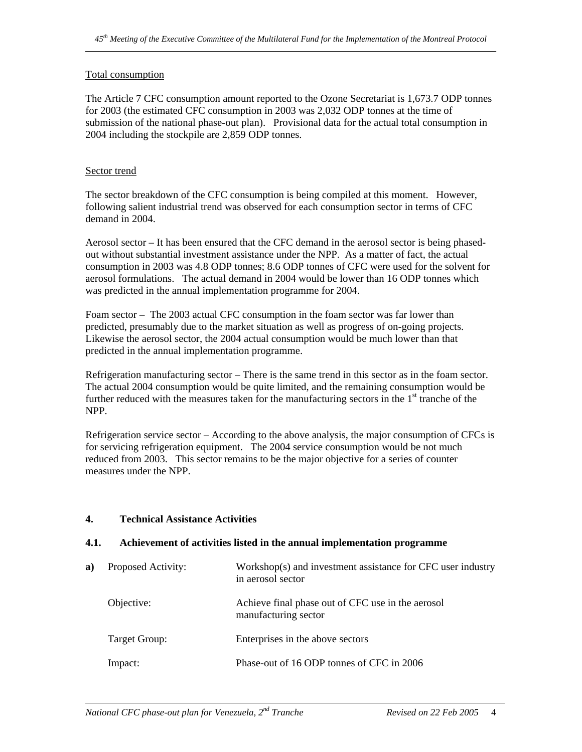Total consumption

The Article 7 CFC consumption amount reported to the Ozone Secretariat is 1,673.7 ODP tonnes for 2003 (the estimated CFC consumption in 2003 was 2,032 ODP tonnes at the time of submission of the national phase-out plan). Provisional data for the actual total consumption in 2004 including the stockpile are 2,859 ODP tonnes.

Sector trend

The sector breakdown of the CFC consumption is being compiled at this moment. However, following salient industrial trend was observed for each consumption sector in terms of CFC demand in 2004.

Aerosol sector – It has been ensured that the CFC demand in the aerosol sector is being phased-out without substantial investment assistance under the NPP. As a matter of fact, the actual consumption in 2003 was 4.8 ODP tonnes; 8.6 ODP tonnes of CFC were used for the solvent for aerosol formulations. The actual demand in 2004 would be lower than 16 ODP tonnes which was predicted in the annual implementation programme for 2004.

Foam sector – The 2003 actual CFC consumption in the foam sector was far lower than predicted, presumably due to the market situation as well as progress of on-going projects. Likewise the aerosol sector, the 2004 actual consumption would be much lower than that predicted in the annual implementation programme.

Refrigeration manufacturing sector – There is the same trend in this sector as in the foam sector. The actual 2004 consumption would be quite limited, and the remaining consumption would be further reduced with the measures taken for the manufacturing sectors in the 1st tranche of the NPP.

Refrigeration service sector – According to the above analysis, the major consumption of CFCs is for servicing refrigeration equipment. The 2004 service consumption would be not much reduced from 2003. This sector remains to be the major objective for a series of counter measures under the NPP.

## 4. Technical Assistance Activities

### 4.1. Achievement of activities listed in the annual implementation programme

**a)** Proposed Activity: Workshop(s) and investment assistance for CFC user industry in aerosol sector

Objective: Achieve final phase out of CFC use in the aerosol manufacturing sector

Target Group: Enterprises in the above sectors

Impact: Phase-out of 16 ODP tonnes of CFC in 2006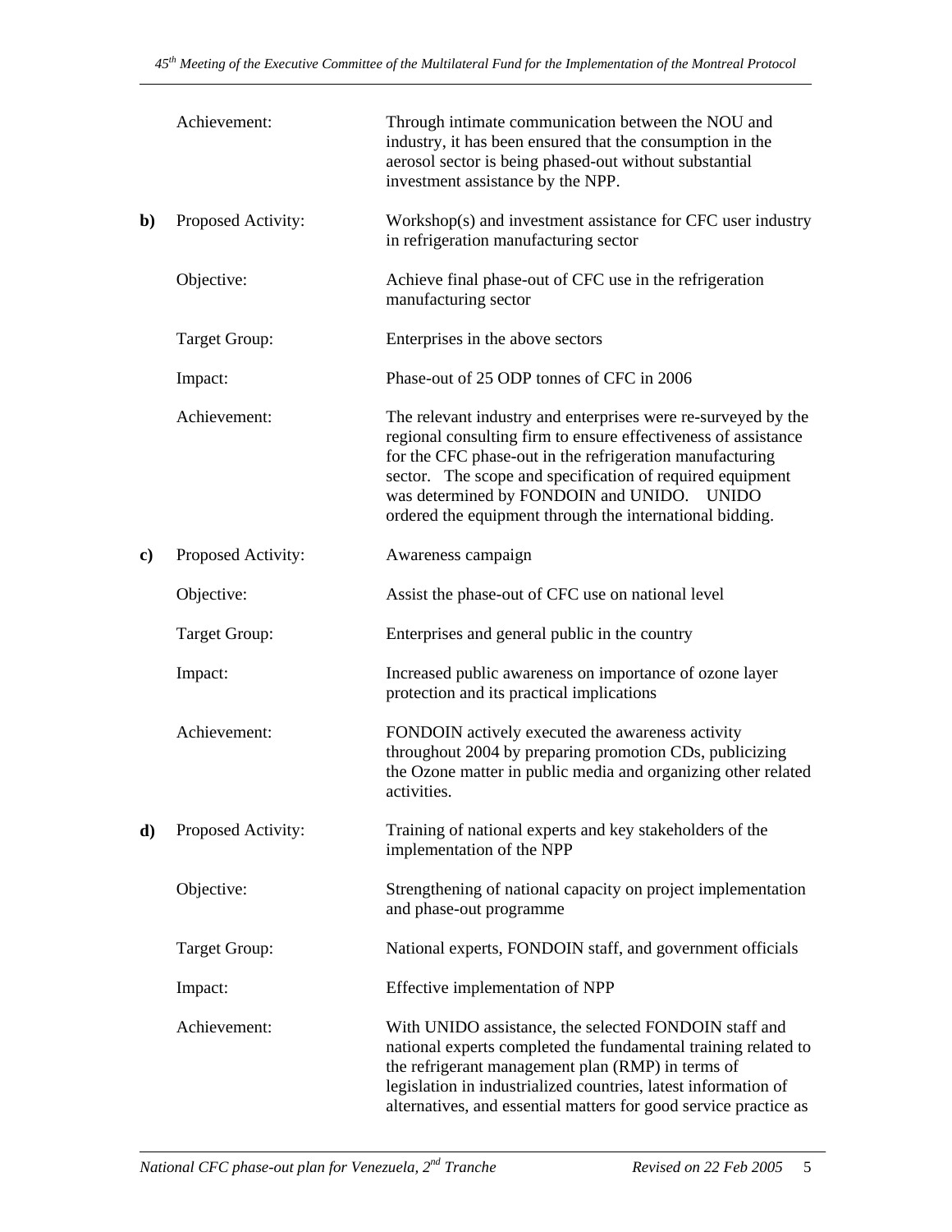| | | |
|---|---|---|
| | Achievement: | Through intimate communication between the NOU and industry, it has been ensured that the consumption in the aerosol sector is being phased-out without substantial investment assistance by the NPP. |
| **b)** | Proposed Activity: | Workshop(s) and investment assistance for CFC user industry in refrigeration manufacturing sector |
| | Objective: | Achieve final phase-out of CFC use in the refrigeration manufacturing sector |
| | Target Group: | Enterprises in the above sectors |
| | Impact: | Phase-out of 25 ODP tonnes of CFC in 2006 |
| | Achievement: | The relevant industry and enterprises were re-surveyed by the regional consulting firm to ensure effectiveness of assistance for the CFC phase-out in the refrigeration manufacturing sector. The scope and specification of required equipment was determined by FONDOIN and UNIDO. UNIDO ordered the equipment through the international bidding. |
| **c)** | Proposed Activity: | Awareness campaign |
| | Objective: | Assist the phase-out of CFC use on national level |
| | Target Group: | Enterprises and general public in the country |
| | Impact: | Increased public awareness on importance of ozone layer protection and its practical implications |
| | Achievement: | FONDOIN actively executed the awareness activity throughout 2004 by preparing promotion CDs, publicizing the Ozone matter in public media and organizing other related activities. |
| **d)** | Proposed Activity: | Training of national experts and key stakeholders of the implementation of the NPP |
| | Objective: | Strengthening of national capacity on project implementation and phase-out programme |
| | Target Group: | National experts, FONDOIN staff, and government officials |
| | Impact: | Effective implementation of NPP |
| | Achievement: | With UNIDO assistance, the selected FONDOIN staff and national experts completed the fundamental training related to the refrigerant management plan (RMP) in terms of legislation in industrialized countries, latest information of alternatives, and essential matters for good service practice as |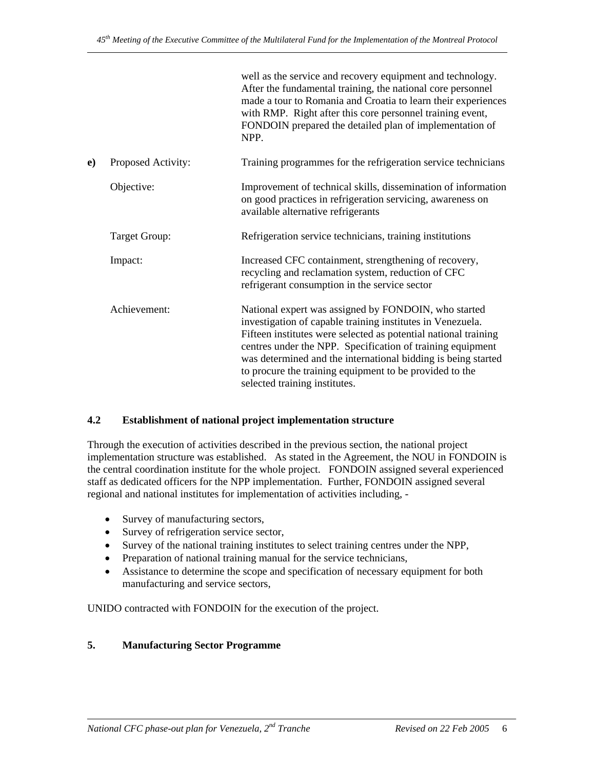|  |  |  |
|---|---|---|
|  |  | well as the service and recovery equipment and technology. After the fundamental training, the national core personnel made a tour to Romania and Croatia to learn their experiences with RMP. Right after this core personnel training event, FONDOIN prepared the detailed plan of implementation of NPP. |
| **e)** | Proposed Activity: | Training programmes for the refrigeration service technicians |
|  | Objective: | Improvement of technical skills, dissemination of information on good practices in refrigeration servicing, awareness on available alternative refrigerants |
|  | Target Group: | Refrigeration service technicians, training institutions |
|  | Impact: | Increased CFC containment, strengthening of recovery, recycling and reclamation system, reduction of CFC refrigerant consumption in the service sector |
|  | Achievement: | National expert was assigned by FONDOIN, who started investigation of capable training institutes in Venezuela. Fifteen institutes were selected as potential national training centres under the NPP. Specification of training equipment was determined and the international bidding is being started to procure the training equipment to be provided to the selected training institutes. |

### 4.2 Establishment of national project implementation structure

Through the execution of activities described in the previous section, the national project implementation structure was established. As stated in the Agreement, the NOU in FONDOIN is the central coordination institute for the whole project. FONDOIN assigned several experienced staff as dedicated officers for the NPP implementation. Further, FONDOIN assigned several regional and national institutes for implementation of activities including, -

- Survey of manufacturing sectors,
- Survey of refrigeration service sector,
- Survey of the national training institutes to select training centres under the NPP,
- Preparation of national training manual for the service technicians,
- Assistance to determine the scope and specification of necessary equipment for both manufacturing and service sectors,

UNIDO contracted with FONDOIN for the execution of the project.

## 5. Manufacturing Sector Programme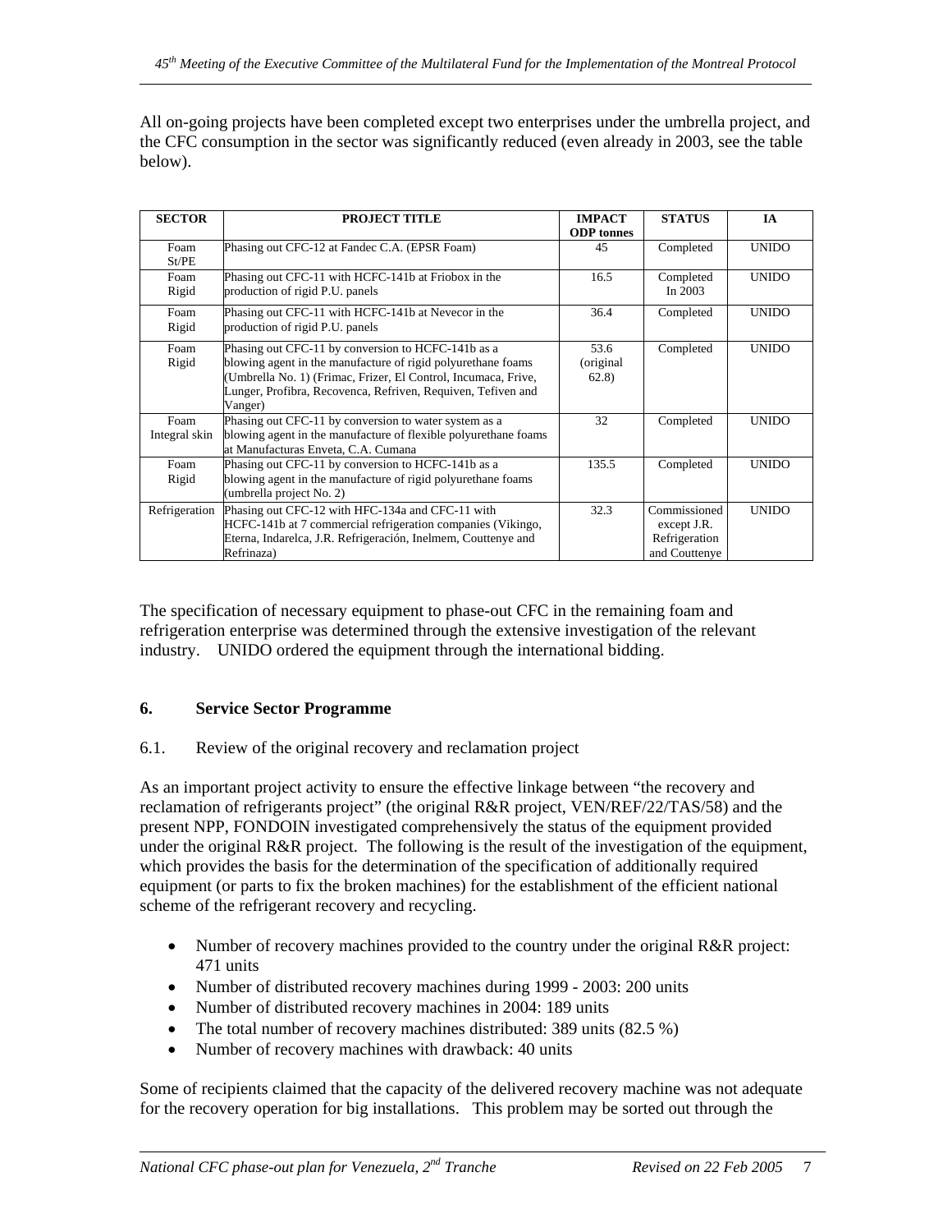All on-going projects have been completed except two enterprises under the umbrella project, and the CFC consumption in the sector was significantly reduced (even already in 2003, see the table below).

| SECTOR | PROJECT TITLE | IMPACT ODP tonnes | STATUS | IA |
|---|---|---|---|---|
| Foam St/PE | Phasing out CFC-12 at Fandec C.A. (EPSR Foam) | 45 | Completed | UNIDO |
| Foam Rigid | Phasing out CFC-11 with HCFC-141b at Friobox in the production of rigid P.U. panels | 16.5 | Completed In 2003 | UNIDO |
| Foam Rigid | Phasing out CFC-11 with HCFC-141b at Nevecor in the production of rigid P.U. panels | 36.4 | Completed | UNIDO |
| Foam Rigid | Phasing out CFC-11 by conversion to HCFC-141b as a blowing agent in the manufacture of rigid polyurethane foams (Umbrella No. 1) (Frimac, Frizer, El Control, Incumaca, Frive, Lunger, Profibra, Recovenca, Refriven, Requiven, Tefiven and Vanger) | 53.6 (original 62.8) | Completed | UNIDO |
| Foam Integral skin | Phasing out CFC-11 by conversion to water system as a blowing agent in the manufacture of flexible polyurethane foams at Manufacturas Enveta, C.A. Cumana | 32 | Completed | UNIDO |
| Foam Rigid | Phasing out CFC-11 by conversion to HCFC-141b as a blowing agent in the manufacture of rigid polyurethane foams (umbrella project No. 2) | 135.5 | Completed | UNIDO |
| Refrigeration | Phasing out CFC-12 with HFC-134a and CFC-11 with HCFC-141b at 7 commercial refrigeration companies (Vikingo, Eterna, Indarelca, J.R. Refrigeración, Inelmem, Couttenye and Refrinaza) | 32.3 | Commissioned except J.R. Refrigeration and Couttenye | UNIDO |

The specification of necessary equipment to phase-out CFC in the remaining foam and refrigeration enterprise was determined through the extensive investigation of the relevant industry. UNIDO ordered the equipment through the international bidding.

## 6. Service Sector Programme

### 6.1. Review of the original recovery and reclamation project

As an important project activity to ensure the effective linkage between "the recovery and reclamation of refrigerants project" (the original R&R project, VEN/REF/22/TAS/58) and the present NPP, FONDOIN investigated comprehensively the status of the equipment provided under the original R&R project. The following is the result of the investigation of the equipment, which provides the basis for the determination of the specification of additionally required equipment (or parts to fix the broken machines) for the establishment of the efficient national scheme of the refrigerant recovery and recycling.

- Number of recovery machines provided to the country under the original R&R project: 471 units
- Number of distributed recovery machines during 1999 - 2003: 200 units
- Number of distributed recovery machines in 2004: 189 units
- The total number of recovery machines distributed: 389 units (82.5 %)
- Number of recovery machines with drawback: 40 units

Some of recipients claimed that the capacity of the delivered recovery machine was not adequate for the recovery operation for big installations. This problem may be sorted out through the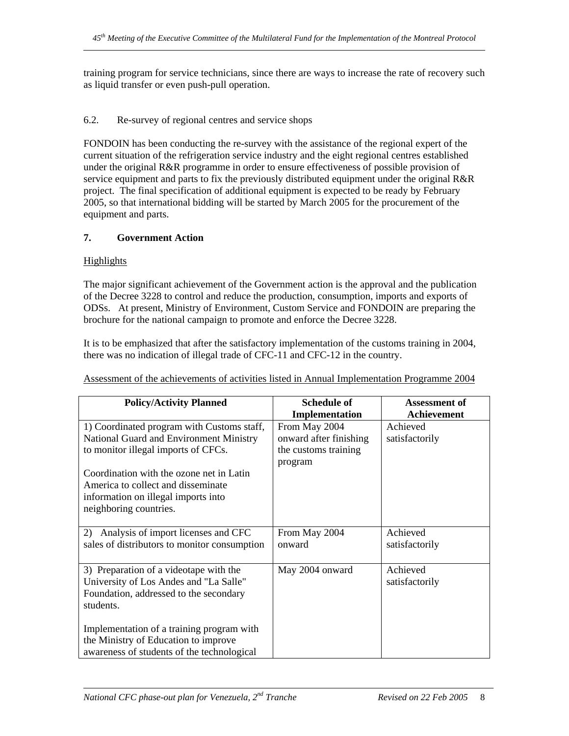training program for service technicians, since there are ways to increase the rate of recovery such as liquid transfer or even push-pull operation.

6.2. Re-survey of regional centres and service shops

FONDOIN has been conducting the re-survey with the assistance of the regional expert of the current situation of the refrigeration service industry and the eight regional centres established under the original R&R programme in order to ensure effectiveness of possible provision of service equipment and parts to fix the previously distributed equipment under the original R&R project. The final specification of additional equipment is expected to be ready by February 2005, so that international bidding will be started by March 2005 for the procurement of the equipment and parts.

## 7. Government Action

Highlights

The major significant achievement of the Government action is the approval and the publication of the Decree 3228 to control and reduce the production, consumption, imports and exports of ODSs. At present, Ministry of Environment, Custom Service and FONDOIN are preparing the brochure for the national campaign to promote and enforce the Decree 3228.

It is to be emphasized that after the satisfactory implementation of the customs training in 2004, there was no indication of illegal trade of CFC-11 and CFC-12 in the country.

Assessment of the achievements of activities listed in Annual Implementation Programme 2004

| Policy/Activity Planned | Schedule of Implementation | Assessment of Achievement |
|---|---|---|
| 1) Coordinated program with Customs staff, National Guard and Environment Ministry to monitor illegal imports of CFCs.<br><br>Coordination with the ozone net in Latin America to collect and disseminate information on illegal imports into neighboring countries. | From May 2004 onward after finishing the customs training program | Achieved satisfactorily |
| 2) Analysis of import licenses and CFC sales of distributors to monitor consumption | From May 2004 onward | Achieved satisfactorily |
| 3) Preparation of a videotape with the University of Los Andes and "La Salle" Foundation, addressed to the secondary students.<br><br>Implementation of a training program with the Ministry of Education to improve awareness of students of the technological | May 2004 onward | Achieved satisfactorily |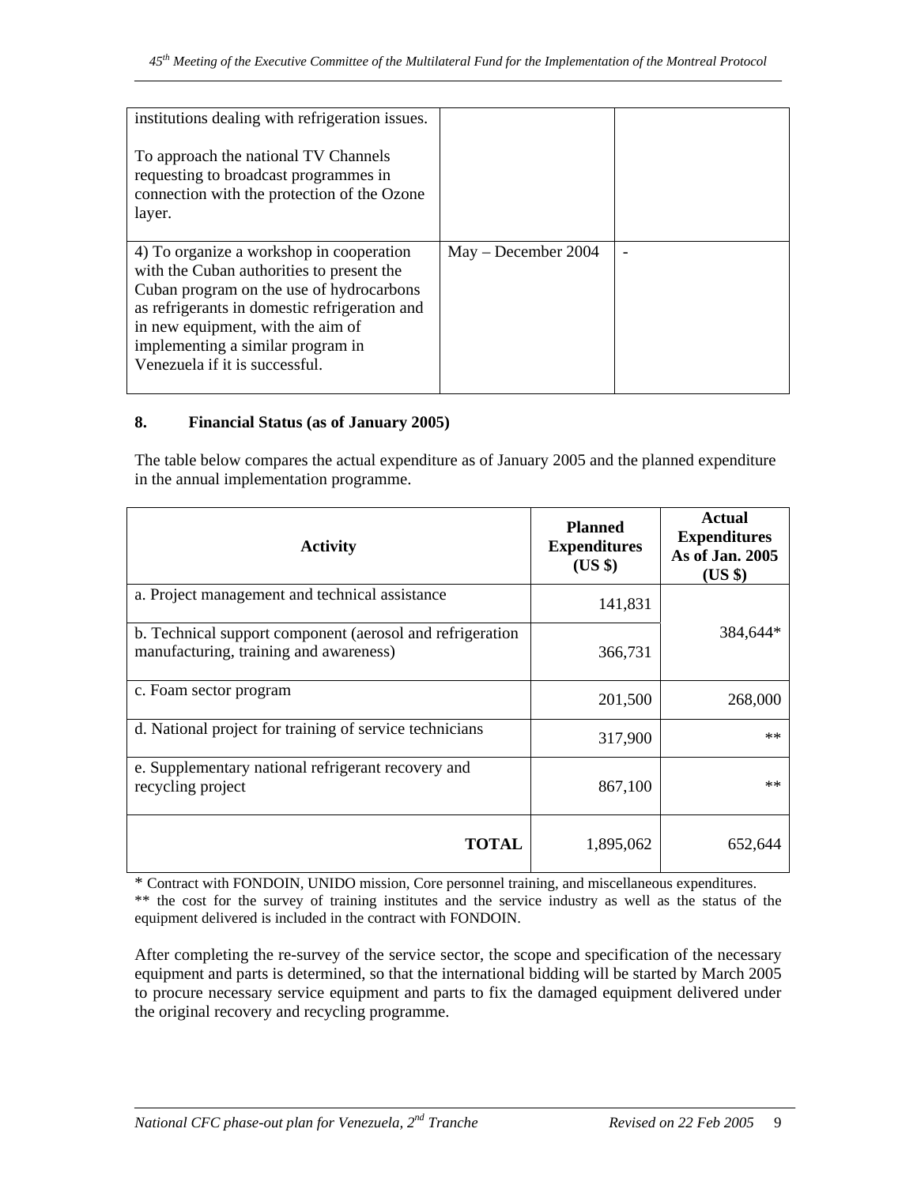| | | |
|---|---|---|
| institutions dealing with refrigeration issues.<br><br>To approach the national TV Channels requesting to broadcast programmes in connection with the protection of the Ozone layer. | | |
| 4) To organize a workshop in cooperation with the Cuban authorities to present the Cuban program on the use of hydrocarbons as refrigerants in domestic refrigeration and in new equipment, with the aim of implementing a similar program in Venezuela if it is successful. | May – December 2004 | - |

**8. Financial Status (as of January 2005)**

The table below compares the actual expenditure as of January 2005 and the planned expenditure in the annual implementation programme.

| Activity | Planned Expenditures (US $) | Actual Expenditures As of Jan. 2005 (US $) |
|---|---|---|
| a. Project management and technical assistance | 141,831 | 384,644* |
| b. Technical support component (aerosol and refrigeration manufacturing, training and awareness) | 366,731 | |
| c. Foam sector program | 201,500 | 268,000 |
| d. National project for training of service technicians | 317,900 | ** |
| e. Supplementary national refrigerant recovery and recycling project | 867,100 | ** |
| **TOTAL** | 1,895,062 | 652,644 |

* Contract with FONDOIN, UNIDO mission, Core personnel training, and miscellaneous expenditures.
** the cost for the survey of training institutes and the service industry as well as the status of the equipment delivered is included in the contract with FONDOIN.

After completing the re-survey of the service sector, the scope and specification of the necessary equipment and parts is determined, so that the international bidding will be started by March 2005 to procure necessary service equipment and parts to fix the damaged equipment delivered under the original recovery and recycling programme.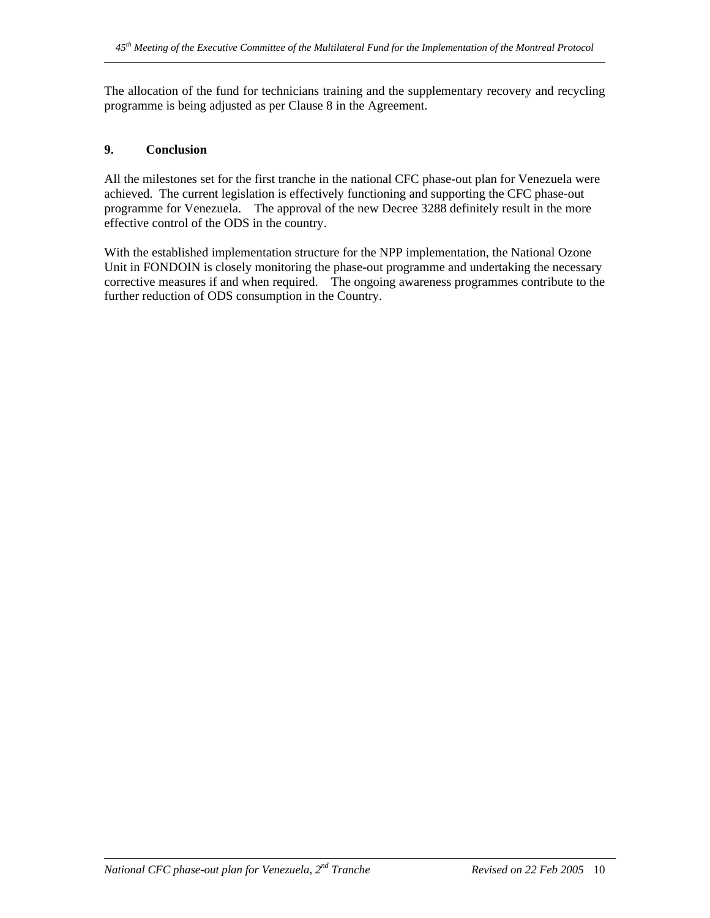The allocation of the fund for technicians training and the supplementary recovery and recycling programme is being adjusted as per Clause 8 in the Agreement.

## 9. Conclusion

All the milestones set for the first tranche in the national CFC phase-out plan for Venezuela were achieved. The current legislation is effectively functioning and supporting the CFC phase-out programme for Venezuela. The approval of the new Decree 3288 definitely result in the more effective control of the ODS in the country.

With the established implementation structure for the NPP implementation, the National Ozone Unit in FONDOIN is closely monitoring the phase-out programme and undertaking the necessary corrective measures if and when required. The ongoing awareness programmes contribute to the further reduction of ODS consumption in the Country.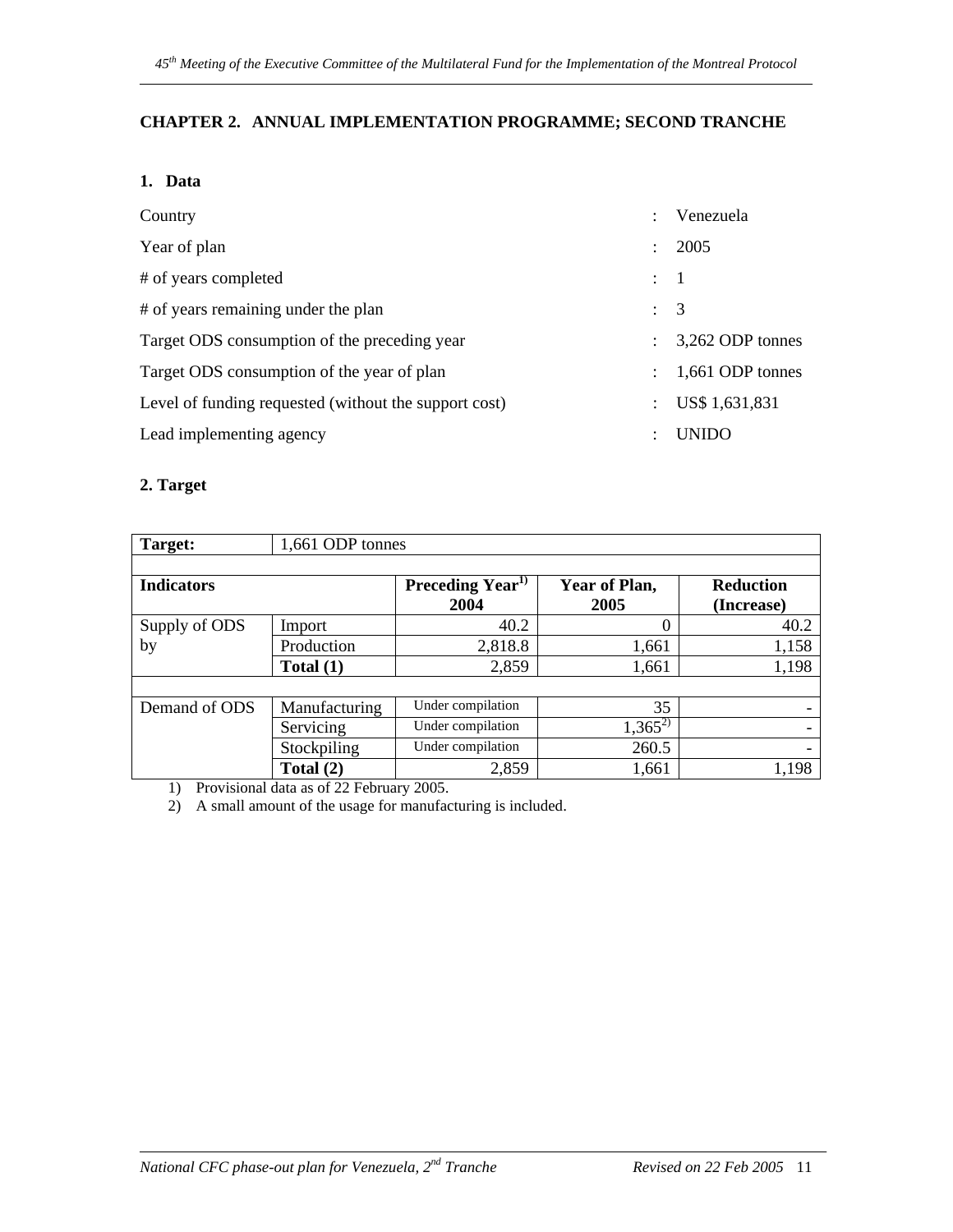## CHAPTER 2. ANNUAL IMPLEMENTATION PROGRAMME; SECOND TRANCHE

### 1. Data

| | | |
|---|---|---|
| Country | : | Venezuela |
| Year of plan | : | 2005 |
| # of years completed | : | 1 |
| # of years remaining under the plan | : | 3 |
| Target ODS consumption of the preceding year | : | 3,262 ODP tonnes |
| Target ODS consumption of the year of plan | : | 1,661 ODP tonnes |
| Level of funding requested (without the support cost) | : | US$ 1,631,831 |
| Lead implementing agency | : | UNIDO |

### 2. Target

| **Target:** | 1,661 ODP tonnes | | | |
|---|---|---|---|---|
| **Indicators** | | **Preceding Year[1) ] 2004** | **Year of Plan, 2005** | **Reduction (Increase)** |
| Supply of ODS by | Import | 40.2 | 0 | 40.2 |
| | Production | 2,818.8 | 1,661 | 1,158 |
| | **Total (1)** | 2,859 | 1,661 | 1,198 |
| Demand of ODS | Manufacturing | Under compilation | 35 | - |
| | Servicing | Under compilation | 1,365[2)] | - |
| | Stockpiling | Under compilation | 260.5 | - |
| | **Total (2)** | 2,859 | 1,661 | 1,198 |

1) Provisional data as of 22 February 2005.
2) A small amount of the usage for manufacturing is included.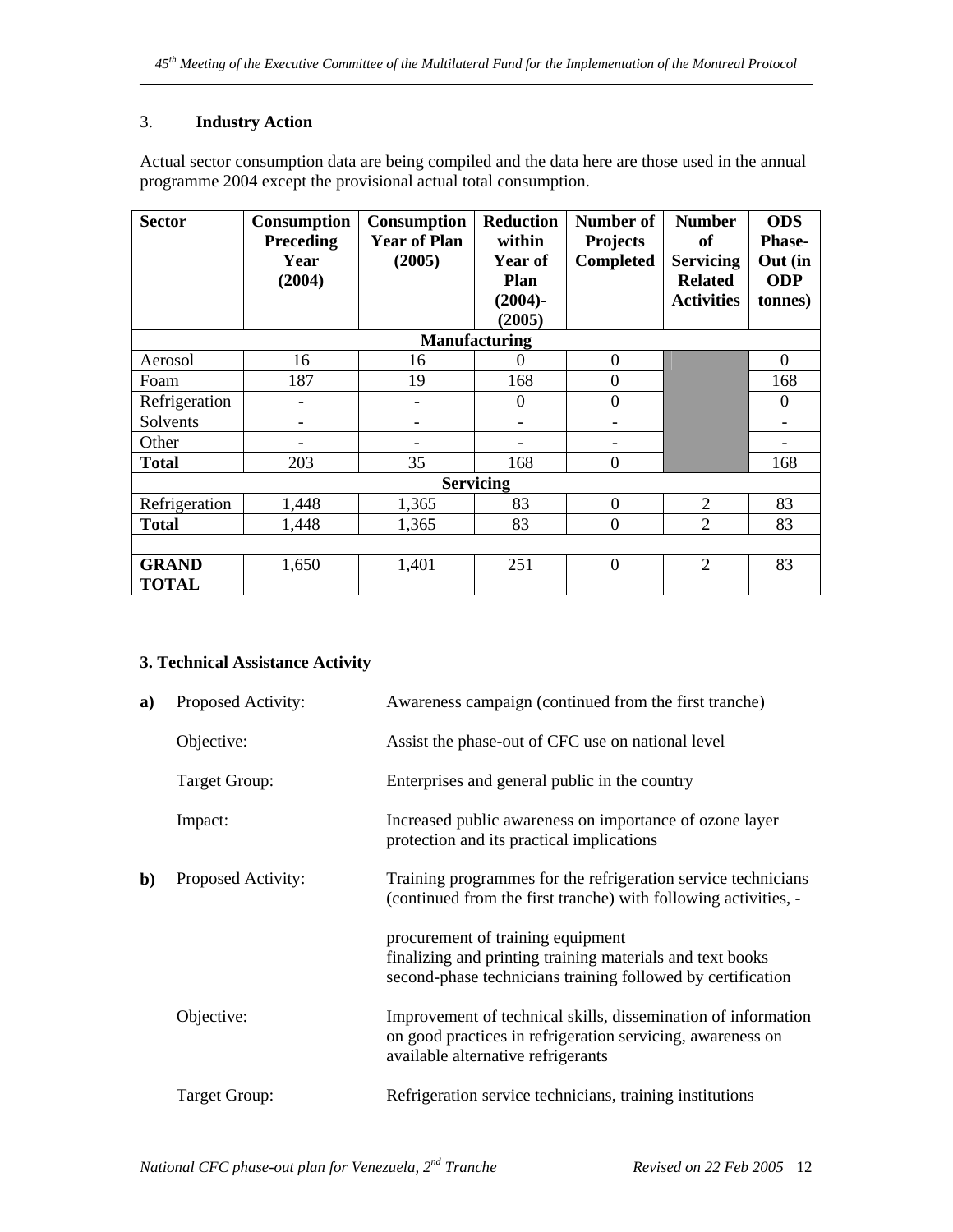### 3. **Industry Action**

Actual sector consumption data are being compiled and the data here are those used in the annual programme 2004 except the provisional actual total consumption.

| **Sector** | **Consumption Preceding Year (2004)** | **Consumption Year of Plan (2005)** | **Reduction within Year of Plan (2004)-(2005)** | **Number of Projects Completed** | **Number of Servicing Related Activities** | **ODS Phase-Out (in ODP tonnes)** |
|---|---|---|---|---|---|---|
| **Manufacturing** | | | | | | |
| Aerosol | 16 | 16 | 0 | 0 | | 0 |
| Foam | 187 | 19 | 168 | 0 | | 168 |
| Refrigeration | - | - | 0 | 0 | | 0 |
| Solvents | - | - | - | - | | - |
| Other | - | - | - | - | | - |
| **Total** | 203 | 35 | 168 | 0 | | 168 |
| **Servicing** | | | | | | |
| Refrigeration | 1,448 | 1,365 | 83 | 0 | 2 | 83 |
| **Total** | 1,448 | 1,365 | 83 | 0 | 2 | 83 |
| | | | | | | |
| **GRAND TOTAL** | 1,650 | 1,401 | 251 | 0 | 2 | 83 |

### 3. Technical Assistance Activity

**a)** Proposed Activity: Awareness campaign (continued from the first tranche)

Objective: Assist the phase-out of CFC use on national level

Target Group: Enterprises and general public in the country

Impact: Increased public awareness on importance of ozone layer protection and its practical implications

**b)** Proposed Activity: Training programmes for the refrigeration service technicians (continued from the first tranche) with following activities, -

procurement of training equipment
finalizing and printing training materials and text books
second-phase technicians training followed by certification

Objective: Improvement of technical skills, dissemination of information on good practices in refrigeration servicing, awareness on available alternative refrigerants

Target Group: Refrigeration service technicians, training institutions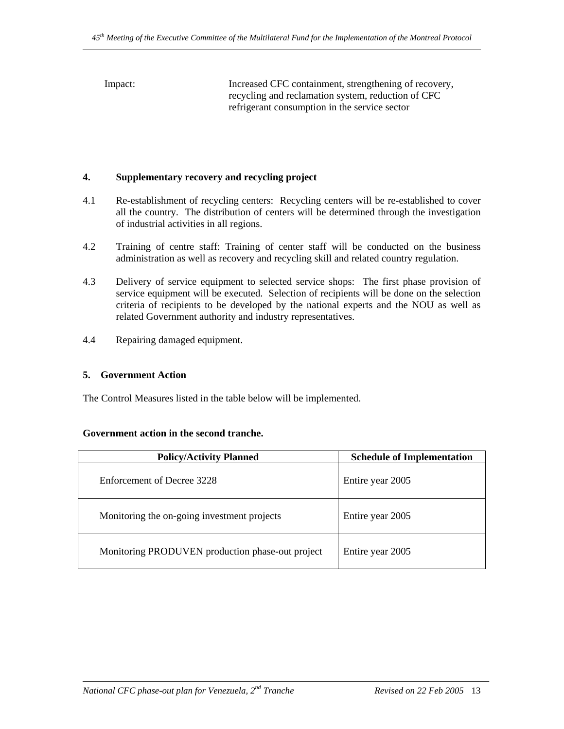Impact: Increased CFC containment, strengthening of recovery, recycling and reclamation system, reduction of CFC refrigerant consumption in the service sector

## 4. Supplementary recovery and recycling project

4.1 Re-establishment of recycling centers: Recycling centers will be re-established to cover all the country. The distribution of centers will be determined through the investigation of industrial activities in all regions.

4.2 Training of centre staff: Training of center staff will be conducted on the business administration as well as recovery and recycling skill and related country regulation.

4.3 Delivery of service equipment to selected service shops: The first phase provision of service equipment will be executed. Selection of recipients will be done on the selection criteria of recipients to be developed by the national experts and the NOU as well as related Government authority and industry representatives.

4.4 Repairing damaged equipment.

## 5. Government Action

The Control Measures listed in the table below will be implemented.

**Government action in the second tranche.**

| Policy/Activity Planned | Schedule of Implementation |
|---|---|
| Enforcement of Decree 3228 | Entire year 2005 |
| Monitoring the on-going investment projects | Entire year 2005 |
| Monitoring PRODUVEN production phase-out project | Entire year 2005 |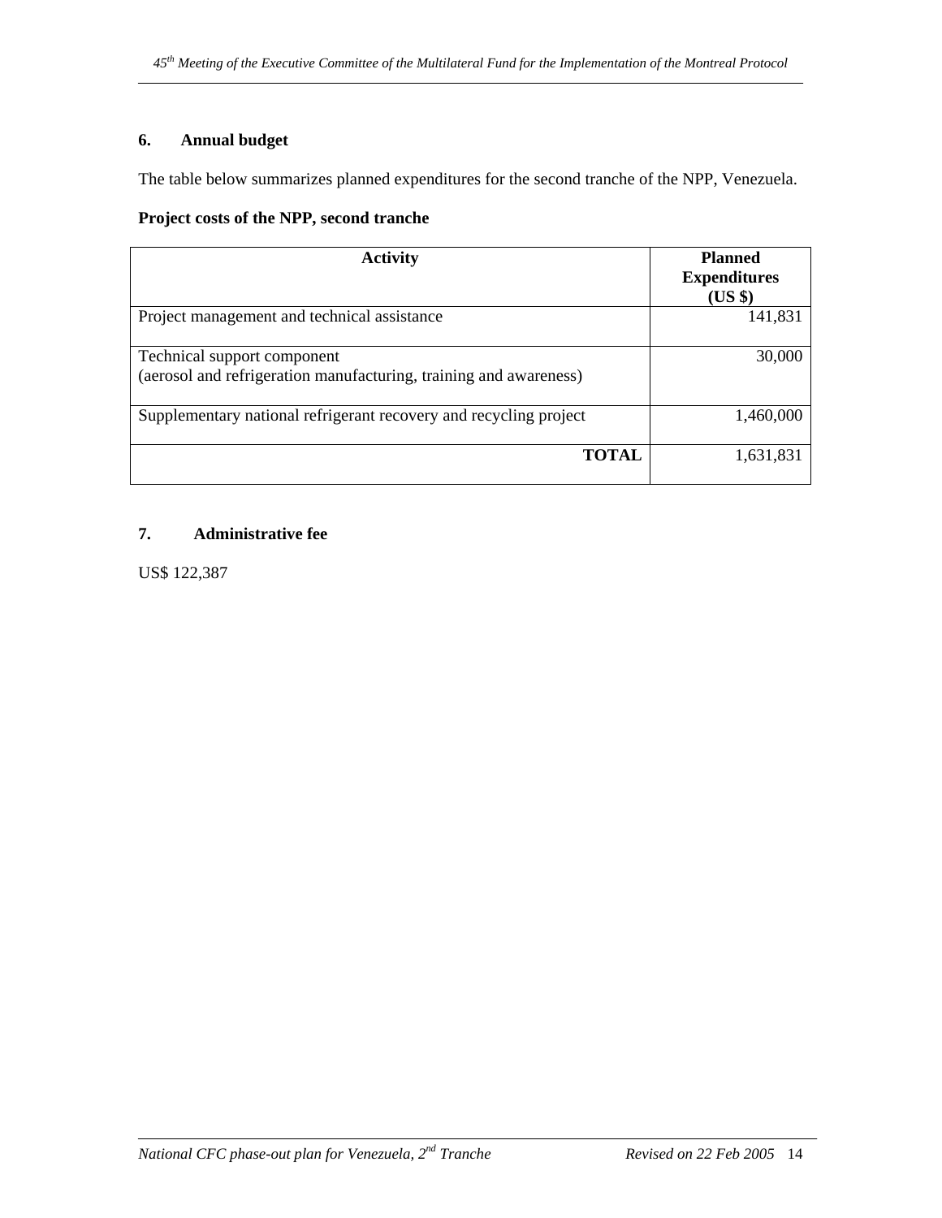## 6. Annual budget

The table below summarizes planned expenditures for the second tranche of the NPP, Venezuela.

**Project costs of the NPP, second tranche**

| Activity | Planned Expenditures (US $) |
|---|---|
| Project management and technical assistance | 141,831 |
| Technical support component<br>(aerosol and refrigeration manufacturing, training and awareness) | 30,000 |
| Supplementary national refrigerant recovery and recycling project | 1,460,000 |
| **TOTAL** | 1,631,831 |

## 7. Administrative fee

US$ 122,387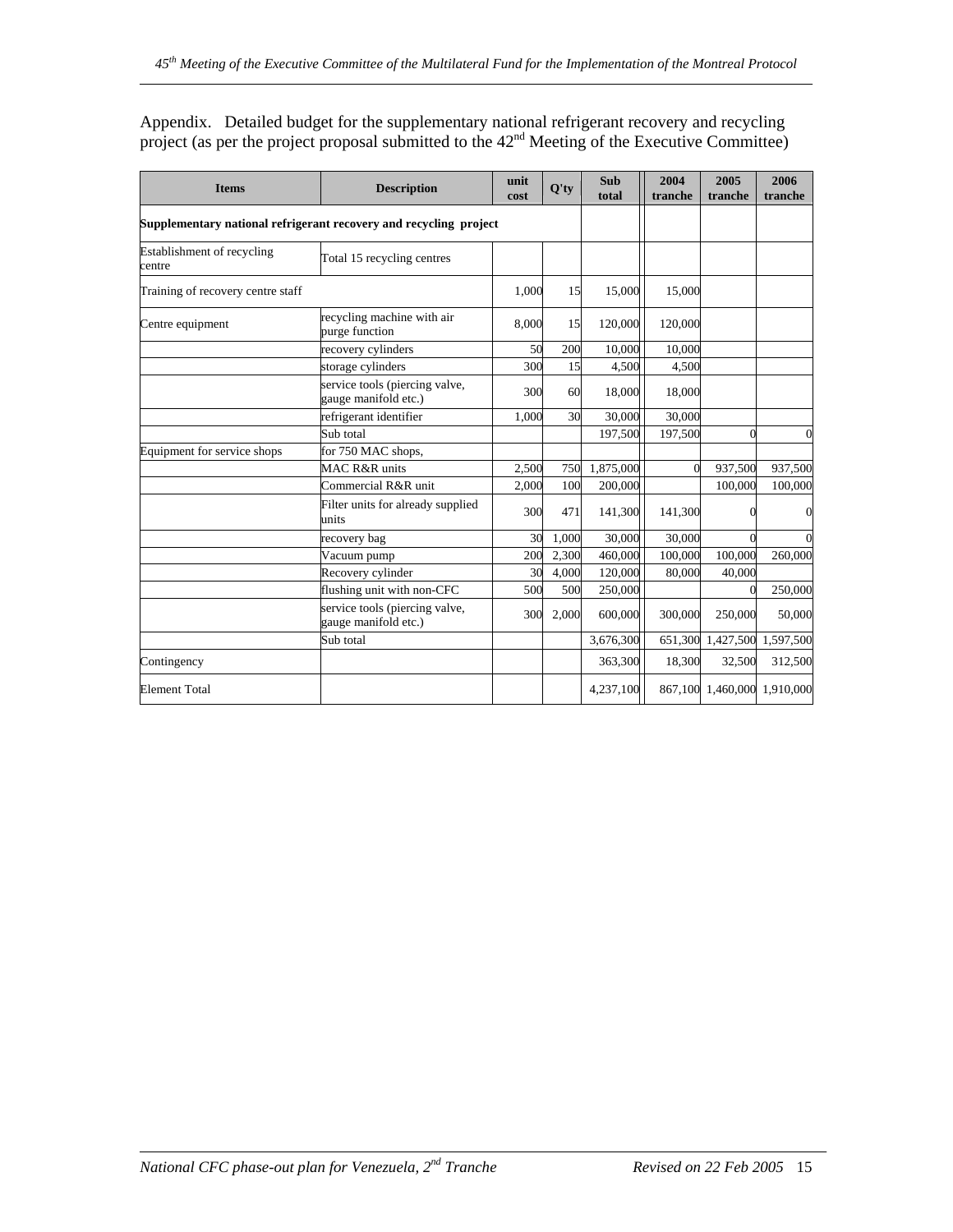Appendix. Detailed budget for the supplementary national refrigerant recovery and recycling project (as per the project proposal submitted to the 42nd Meeting of the Executive Committee)

| Items | Description | unit cost | Q'ty | Sub total | 2004 tranche | 2005 tranche | 2006 tranche |
|---|---|---|---|---|---|---|---|
| **Supplementary national refrigerant recovery and recycling project** | | | | | | | |
| Establishment of recycling centre | Total 15 recycling centres | | | | | | |
| Training of recovery centre staff | | 1,000 | 15 | 15,000 | 15,000 | | |
| Centre equipment | recycling machine with air purge function | 8,000 | 15 | 120,000 | 120,000 | | |
| | recovery cylinders | 50 | 200 | 10,000 | 10,000 | | |
| | storage cylinders | 300 | 15 | 4,500 | 4,500 | | |
| | service tools (piercing valve, gauge manifold etc.) | 300 | 60 | 18,000 | 18,000 | | |
| | refrigerant identifier | 1,000 | 30 | 30,000 | 30,000 | | |
| | Sub total | | | 197,500 | 197,500 | 0 | 0 |
| Equipment for service shops | for 750 MAC shops, | | | | | | |
| | MAC R&R units | 2,500 | 750 | 1,875,000 | 0 | 937,500 | 937,500 |
| | Commercial R&R unit | 2,000 | 100 | 200,000 | | 100,000 | 100,000 |
| | Filter units for already supplied units | 300 | 471 | 141,300 | 141,300 | 0 | 0 |
| | recovery bag | 30 | 1,000 | 30,000 | 30,000 | 0 | 0 |
| | Vacuum pump | 200 | 2,300 | 460,000 | 100,000 | 100,000 | 260,000 |
| | Recovery cylinder | 30 | 4,000 | 120,000 | 80,000 | 40,000 | |
| | flushing unit with non-CFC | 500 | 500 | 250,000 | | 0 | 250,000 |
| | service tools (piercing valve, gauge manifold etc.) | 300 | 2,000 | 600,000 | 300,000 | 250,000 | 50,000 |
| | Sub total | | | 3,676,300 | 651,300 | 1,427,500 | 1,597,500 |
| Contingency | | | | 363,300 | 18,300 | 32,500 | 312,500 |
| Element Total | | | | 4,237,100 | 867,100 | 1,460,000 | 1,910,000 |